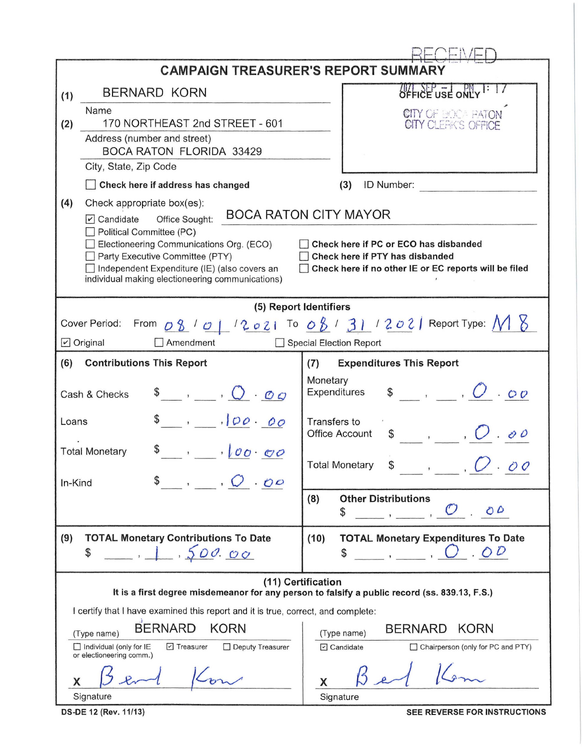RECEIVED

# CAMPAIGN TREASURER'S REPORT SUMMARY

2021 SEP -1 PM 1:17

OFFICE USE ONLY

CITY OF BOCA RATON
CITY CLERK'S OFFICE

(1) BERNARD KORN
Name

(2) 170 NORTHEAST 2nd STREET - 601
Address (number and street)
BOCA RATON FLORIDA 33429
City, State, Zip Code

☐ **Check here if address has changed**

(3) ID Number: ____________

(4) Check appropriate box(es):

☑ Candidate  Office Sought: BOCA RATON CITY MAYOR
☐ Political Committee (PC)
☐ Electioneering Communications Org. (ECO)
☐ Party Executive Committee (PTY)
☐ Independent Expenditure (IE) (also covers an individual making electioneering communications)

☐ **Check here if PC or ECO has disbanded**
☐ **Check here if PTY has disbanded**
☐ **Check here if no other IE or EC reports will be filed**

**(5) Report Identifiers**

Cover Period: From 08 / 01 / 2021 To 08 / 31 / 2021 Report Type: M8

☑ Original ☐ Amendment ☐ Special Election Report

| **(6) Contributions This Report** | | **(7) Expenditures This Report** | |
|---|---|---|---|
| Cash & Checks | $ 0.00 | Monetary Expenditures | $ 0.00 |
| Loans | $ 100.00 | Transfers to Office Account | $ 0.00 |
| Total Monetary | $ 100.00 | Total Monetary | $ 0.00 |
| In-Kind | $ 0.00 | **(8) Other Distributions** | $ 0.00 |

| **(9) TOTAL Monetary Contributions To Date** | **(10) TOTAL Monetary Expenditures To Date** |
|---|---|
| $ 1,500.00 | $ 0.00 |

**(11) Certification**

**It is a first degree misdemeanor for any person to falsify a public record (ss. 839.13, F.S.)**

I certify that I have examined this report and it is true, correct, and complete:

(Type name) BERNARD KORN
☐ Individual (only for IE or electioneering comm.) ☑ Treasurer ☐ Deputy Treasurer
X Bernd Korn
Signature

(Type name) BERNARD KORN
☑ Candidate ☐ Chairperson (only for PC and PTY)
X Bernd Korn
Signature

DS-DE 12 (Rev. 11/13)

**SEE REVERSE FOR INSTRUCTIONS**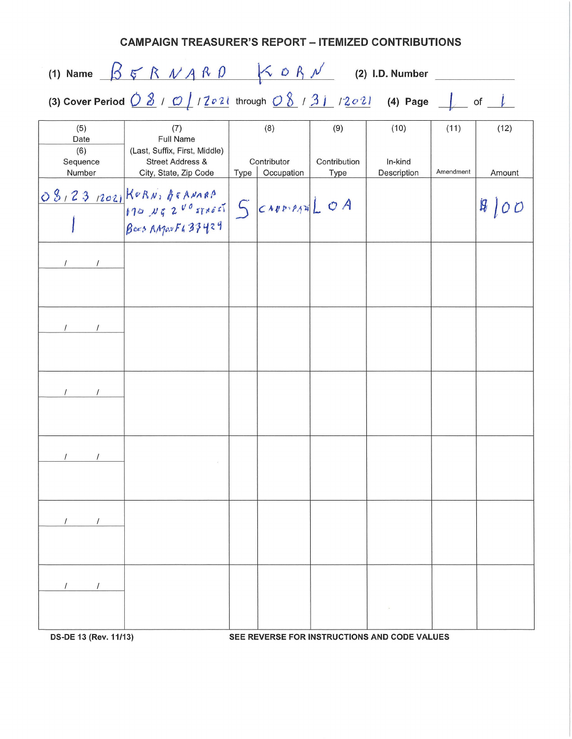## CAMPAIGN TREASURER'S REPORT – ITEMIZED CONTRIBUTIONS

**(1) Name** BERNARD KORN **(2) I.D. Number** ____________

**(3) Cover Period** 08 / 01 / 2021 through 08 / 31 / 2021 **(4) Page** 1 of 1

| (5) Date / (6) Sequence Number | (7) Full Name (Last, Suffix, First, Middle) Street Address & City, State, Zip Code | (8) Contributor Type | Occupation | (9) Contribution Type | (10) In-kind Description | (11) Amendment | (12) Amount |
|---|---|---|---|---|---|---|---|
| 08/23/2021 1 | KORN, BERNARD 170 NE 2ND STREET Boca Raton FL 33429 | S | CANDIDATE | LOA | | | $100 |
| / / | | | | | | | |
| / / | | | | | | | |
| / / | | | | | | | |
| / / | | | | | | | |
| / / | | | | | | | |
| / / | | | | | | | |

DS-DE 13 (Rev. 11/13) SEE REVERSE FOR INSTRUCTIONS AND CODE VALUES